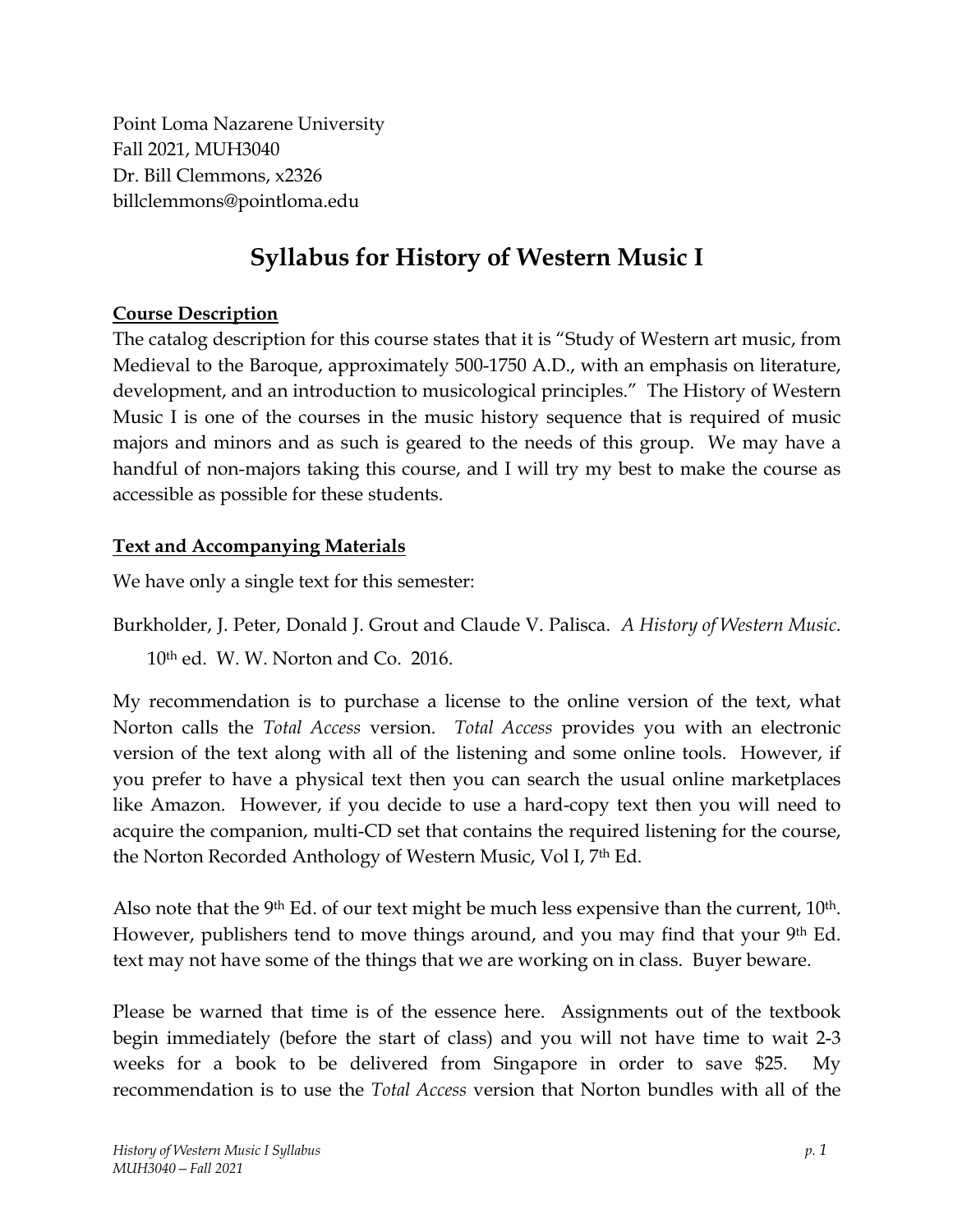Point Loma Nazarene University
Fall 2021, MUH3040
Dr. Bill Clemmons, x2326
billclemmons@pointloma.edu

# Syllabus for History of Western Music I

## Course Description

The catalog description for this course states that it is "Study of Western art music, from Medieval to the Baroque, approximately 500-1750 A.D., with an emphasis on literature, development, and an introduction to musicological principles." The History of Western Music I is one of the courses in the music history sequence that is required of music majors and minors and as such is geared to the needs of this group. We may have a handful of non-majors taking this course, and I will try my best to make the course as accessible as possible for these students.

## Text and Accompanying Materials

We have only a single text for this semester:

Burkholder, J. Peter, Donald J. Grout and Claude V. Palisca. *A History of Western Music*. 10th ed. W. W. Norton and Co. 2016.

My recommendation is to purchase a license to the online version of the text, what Norton calls the *Total Access* version. *Total Access* provides you with an electronic version of the text along with all of the listening and some online tools. However, if you prefer to have a physical text then you can search the usual online marketplaces like Amazon. However, if you decide to use a hard-copy text then you will need to acquire the companion, multi-CD set that contains the required listening for the course, the Norton Recorded Anthology of Western Music, Vol I, 7th Ed.

Also note that the 9th Ed. of our text might be much less expensive than the current, 10th. However, publishers tend to move things around, and you may find that your 9th Ed. text may not have some of the things that we are working on in class. Buyer beware.

Please be warned that time is of the essence here. Assignments out of the textbook begin immediately (before the start of class) and you will not have time to wait 2-3 weeks for a book to be delivered from Singapore in order to save $25. My recommendation is to use the *Total Access* version that Norton bundles with all of the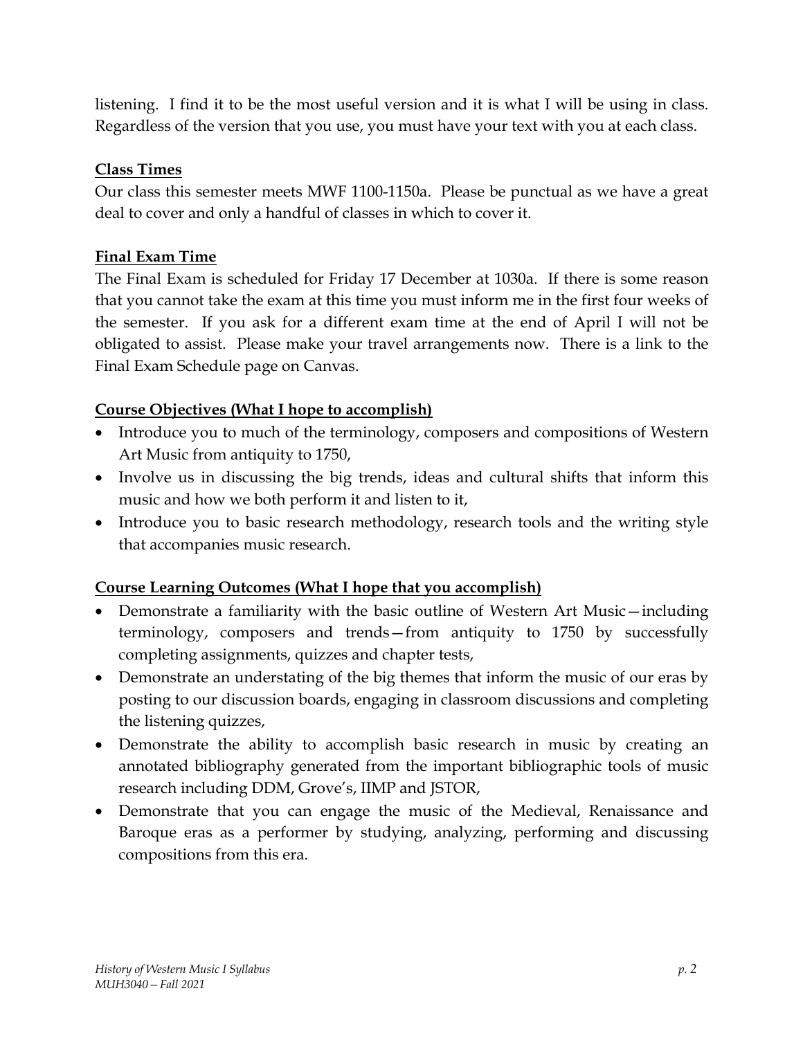listening. I find it to be the most useful version and it is what I will be using in class. Regardless of the version that you use, you must have your text with you at each class.

**Class Times**

Our class this semester meets MWF 1100-1150a. Please be punctual as we have a great deal to cover and only a handful of classes in which to cover it.

**Final Exam Time**

The Final Exam is scheduled for Friday 17 December at 1030a. If there is some reason that you cannot take the exam at this time you must inform me in the first four weeks of the semester. If you ask for a different exam time at the end of April I will not be obligated to assist. Please make your travel arrangements now. There is a link to the Final Exam Schedule page on Canvas.

**Course Objectives (What I hope to accomplish)**

- Introduce you to much of the terminology, composers and compositions of Western Art Music from antiquity to 1750,
- Involve us in discussing the big trends, ideas and cultural shifts that inform this music and how we both perform it and listen to it,
- Introduce you to basic research methodology, research tools and the writing style that accompanies music research.

**Course Learning Outcomes (What I hope that you accomplish)**

- Demonstrate a familiarity with the basic outline of Western Art Music—including terminology, composers and trends—from antiquity to 1750 by successfully completing assignments, quizzes and chapter tests,
- Demonstrate an understating of the big themes that inform the music of our eras by posting to our discussion boards, engaging in classroom discussions and completing the listening quizzes,
- Demonstrate the ability to accomplish basic research in music by creating an annotated bibliography generated from the important bibliographic tools of music research including DDM, Grove's, IIMP and JSTOR,
- Demonstrate that you can engage the music of the Medieval, Renaissance and Baroque eras as a performer by studying, analyzing, performing and discussing compositions from this era.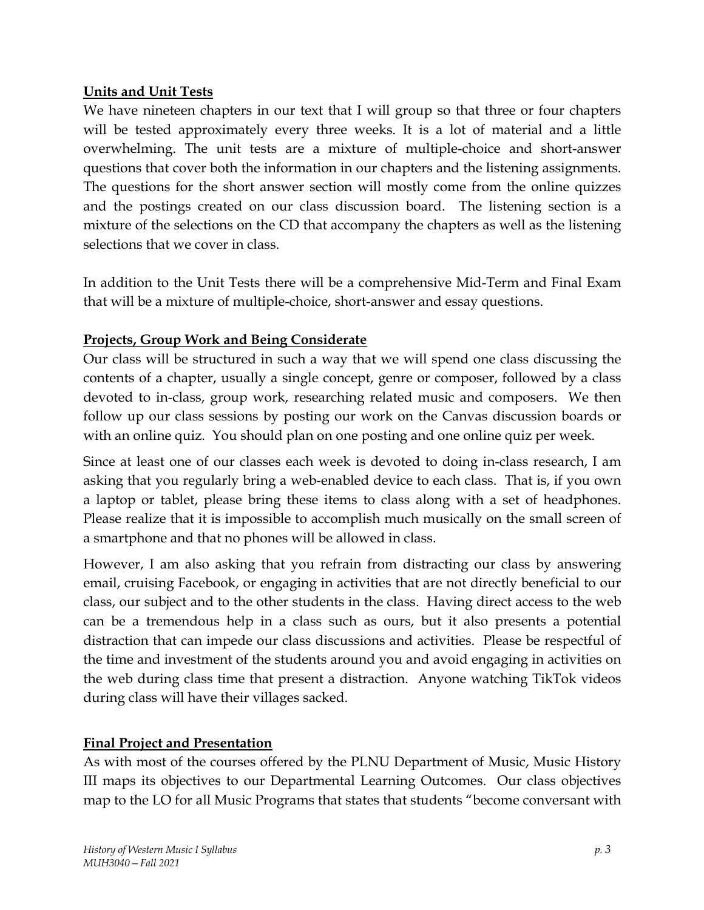## Units and Unit Tests

We have nineteen chapters in our text that I will group so that three or four chapters will be tested approximately every three weeks. It is a lot of material and a little overwhelming. The unit tests are a mixture of multiple-choice and short-answer questions that cover both the information in our chapters and the listening assignments. The questions for the short answer section will mostly come from the online quizzes and the postings created on our class discussion board. The listening section is a mixture of the selections on the CD that accompany the chapters as well as the listening selections that we cover in class.

In addition to the Unit Tests there will be a comprehensive Mid-Term and Final Exam that will be a mixture of multiple-choice, short-answer and essay questions.

## Projects, Group Work and Being Considerate

Our class will be structured in such a way that we will spend one class discussing the contents of a chapter, usually a single concept, genre or composer, followed by a class devoted to in-class, group work, researching related music and composers. We then follow up our class sessions by posting our work on the Canvas discussion boards or with an online quiz. You should plan on one posting and one online quiz per week.

Since at least one of our classes each week is devoted to doing in-class research, I am asking that you regularly bring a web-enabled device to each class. That is, if you own a laptop or tablet, please bring these items to class along with a set of headphones. Please realize that it is impossible to accomplish much musically on the small screen of a smartphone and that no phones will be allowed in class.

However, I am also asking that you refrain from distracting our class by answering email, cruising Facebook, or engaging in activities that are not directly beneficial to our class, our subject and to the other students in the class. Having direct access to the web can be a tremendous help in a class such as ours, but it also presents a potential distraction that can impede our class discussions and activities. Please be respectful of the time and investment of the students around you and avoid engaging in activities on the web during class time that present a distraction. Anyone watching TikTok videos during class will have their villages sacked.

## Final Project and Presentation

As with most of the courses offered by the PLNU Department of Music, Music History III maps its objectives to our Departmental Learning Outcomes. Our class objectives map to the LO for all Music Programs that states that students "become conversant with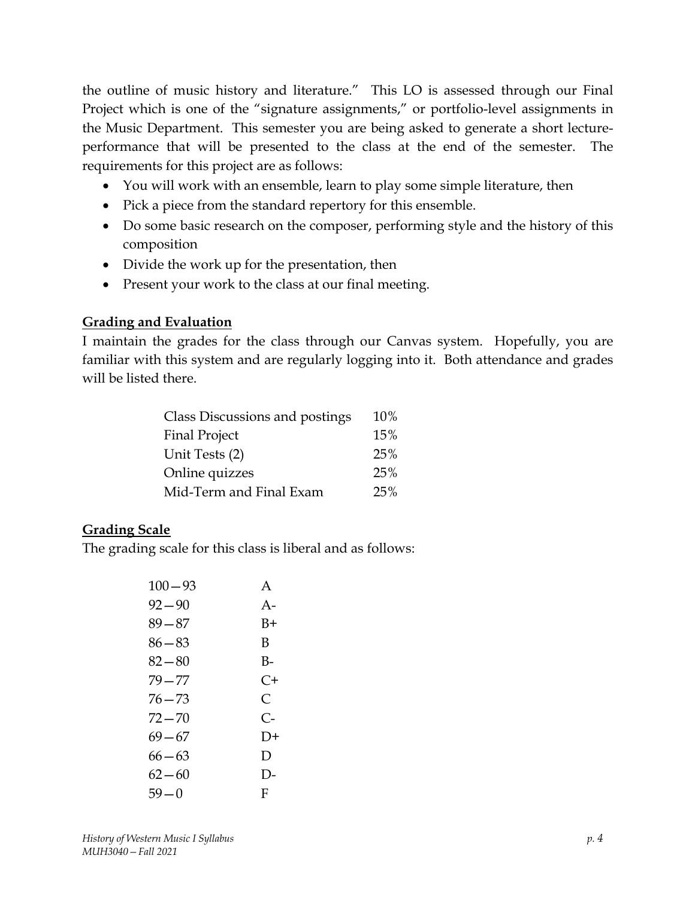the outline of music history and literature." This LO is assessed through our Final Project which is one of the "signature assignments," or portfolio-level assignments in the Music Department. This semester you are being asked to generate a short lecture-performance that will be presented to the class at the end of the semester. The requirements for this project are as follows:

- You will work with an ensemble, learn to play some simple literature, then
- Pick a piece from the standard repertory for this ensemble.
- Do some basic research on the composer, performing style and the history of this composition
- Divide the work up for the presentation, then
- Present your work to the class at our final meeting.

**Grading and Evaluation**

I maintain the grades for the class through our Canvas system. Hopefully, you are familiar with this system and are regularly logging into it. Both attendance and grades will be listed there.

| | |
|---|---|
| Class Discussions and postings | 10% |
| Final Project | 15% |
| Unit Tests (2) | 25% |
| Online quizzes | 25% |
| Mid-Term and Final Exam | 25% |

**Grading Scale**

The grading scale for this class is liberal and as follows:

| | |
|---|---|
| 100—93 | A |
| 92—90 | A- |
| 89—87 | B+ |
| 86—83 | B |
| 82—80 | B- |
| 79—77 | C+ |
| 76—73 | C |
| 72—70 | C- |
| 69—67 | D+ |
| 66—63 | D |
| 62—60 | D- |
| 59—0 | F |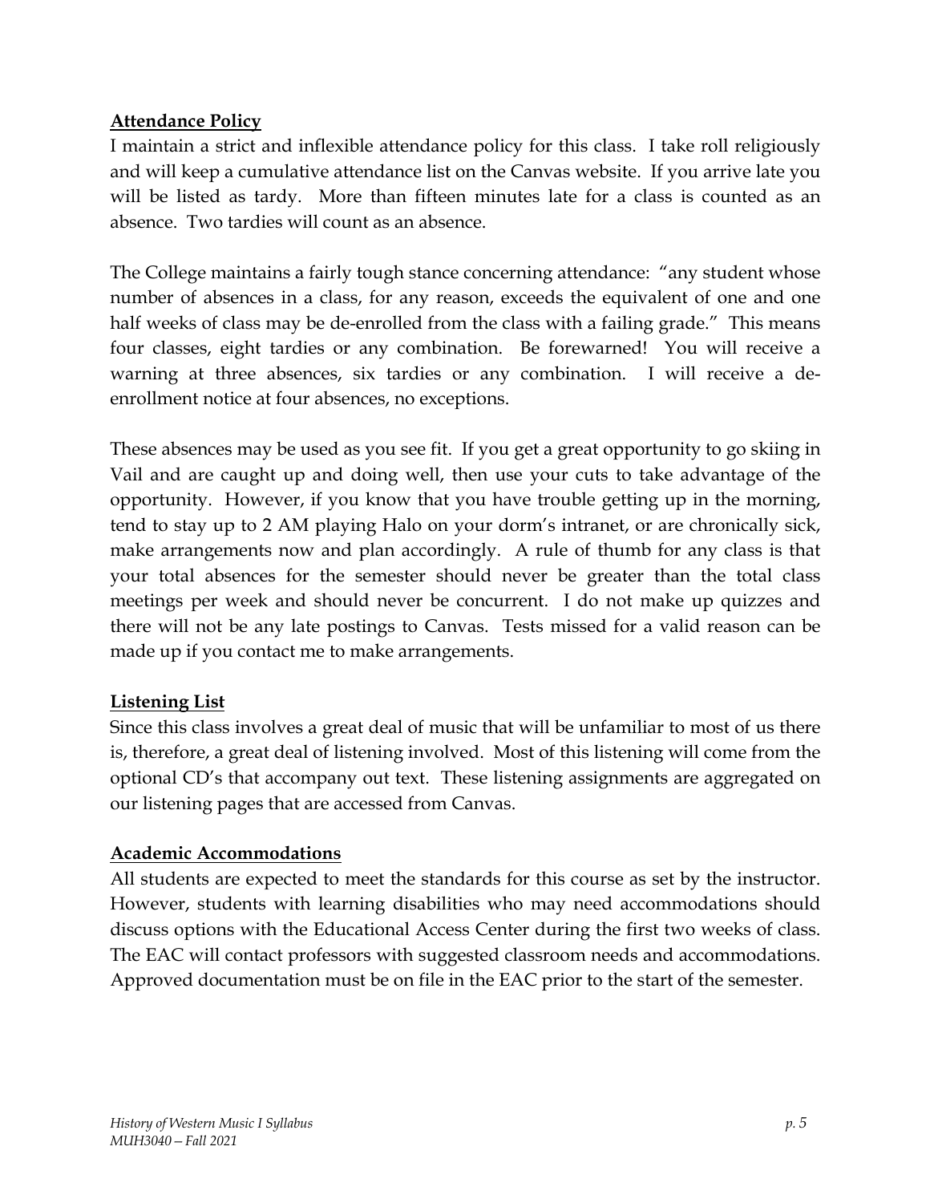**Attendance Policy**

I maintain a strict and inflexible attendance policy for this class. I take roll religiously and will keep a cumulative attendance list on the Canvas website. If you arrive late you will be listed as tardy. More than fifteen minutes late for a class is counted as an absence. Two tardies will count as an absence.

The College maintains a fairly tough stance concerning attendance: "any student whose number of absences in a class, for any reason, exceeds the equivalent of one and one half weeks of class may be de-enrolled from the class with a failing grade." This means four classes, eight tardies or any combination. Be forewarned! You will receive a warning at three absences, six tardies or any combination. I will receive a de-enrollment notice at four absences, no exceptions.

These absences may be used as you see fit. If you get a great opportunity to go skiing in Vail and are caught up and doing well, then use your cuts to take advantage of the opportunity. However, if you know that you have trouble getting up in the morning, tend to stay up to 2 AM playing Halo on your dorm's intranet, or are chronically sick, make arrangements now and plan accordingly. A rule of thumb for any class is that your total absences for the semester should never be greater than the total class meetings per week and should never be concurrent. I do not make up quizzes and there will not be any late postings to Canvas. Tests missed for a valid reason can be made up if you contact me to make arrangements.

**Listening List**

Since this class involves a great deal of music that will be unfamiliar to most of us there is, therefore, a great deal of listening involved. Most of this listening will come from the optional CD's that accompany out text. These listening assignments are aggregated on our listening pages that are accessed from Canvas.

**Academic Accommodations**

All students are expected to meet the standards for this course as set by the instructor. However, students with learning disabilities who may need accommodations should discuss options with the Educational Access Center during the first two weeks of class. The EAC will contact professors with suggested classroom needs and accommodations. Approved documentation must be on file in the EAC prior to the start of the semester.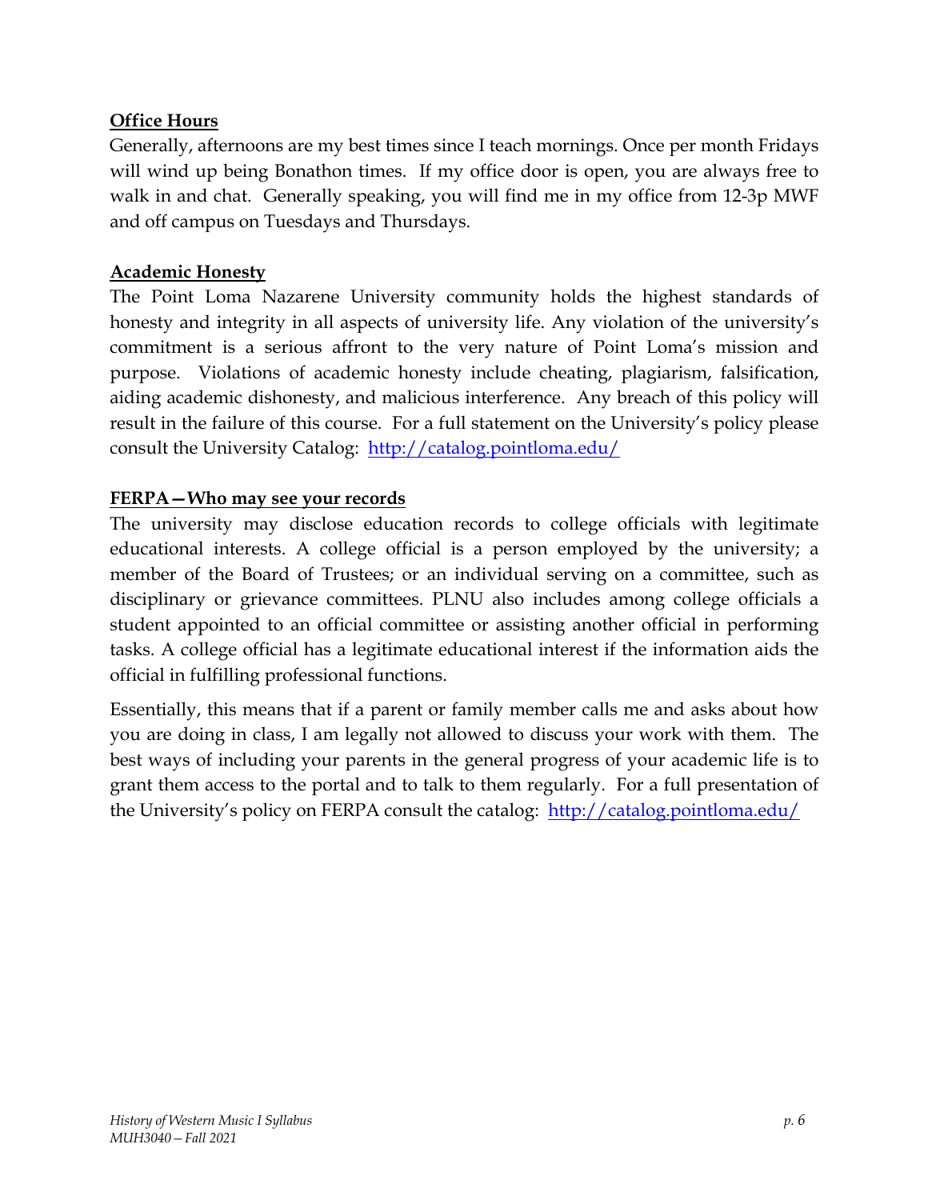**Office Hours**

Generally, afternoons are my best times since I teach mornings. Once per month Fridays will wind up being Bonathon times. If my office door is open, you are always free to walk in and chat. Generally speaking, you will find me in my office from 12-3p MWF and off campus on Tuesdays and Thursdays.

**Academic Honesty**

The Point Loma Nazarene University community holds the highest standards of honesty and integrity in all aspects of university life. Any violation of the university's commitment is a serious affront to the very nature of Point Loma's mission and purpose. Violations of academic honesty include cheating, plagiarism, falsification, aiding academic dishonesty, and malicious interference. Any breach of this policy will result in the failure of this course. For a full statement on the University's policy please consult the University Catalog: [http://catalog.pointloma.edu/](http://catalog.pointloma.edu/)

**FERPA—Who may see your records**

The university may disclose education records to college officials with legitimate educational interests. A college official is a person employed by the university; a member of the Board of Trustees; or an individual serving on a committee, such as disciplinary or grievance committees. PLNU also includes among college officials a student appointed to an official committee or assisting another official in performing tasks. A college official has a legitimate educational interest if the information aids the official in fulfilling professional functions.

Essentially, this means that if a parent or family member calls me and asks about how you are doing in class, I am legally not allowed to discuss your work with them. The best ways of including your parents in the general progress of your academic life is to grant them access to the portal and to talk to them regularly. For a full presentation of the University's policy on FERPA consult the catalog: [http://catalog.pointloma.edu/](http://catalog.pointloma.edu/)